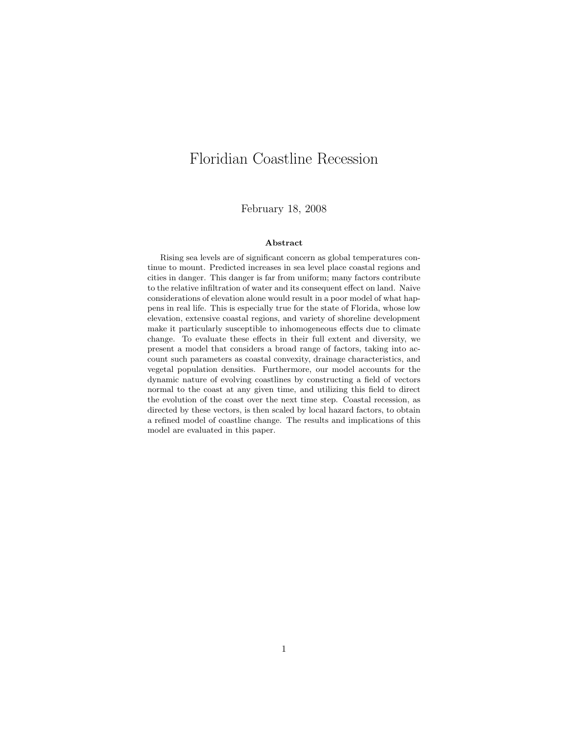# Floridian Coastline Recession

February 18, 2008

**Abstract**

Rising sea levels are of significant concern as global temperatures continue to mount. Predicted increases in sea level place coastal regions and cities in danger. This danger is far from uniform; many factors contribute to the relative infiltration of water and its consequent effect on land. Naive considerations of elevation alone would result in a poor model of what happens in real life. This is especially true for the state of Florida, whose low elevation, extensive coastal regions, and variety of shoreline development make it particularly susceptible to inhomogeneous effects due to climate change. To evaluate these effects in their full extent and diversity, we present a model that considers a broad range of factors, taking into account such parameters as coastal convexity, drainage characteristics, and vegetal population densities. Furthermore, our model accounts for the dynamic nature of evolving coastlines by constructing a field of vectors normal to the coast at any given time, and utilizing this field to direct the evolution of the coast over the next time step. Coastal recession, as directed by these vectors, is then scaled by local hazard factors, to obtain a refined model of coastline change. The results and implications of this model are evaluated in this paper.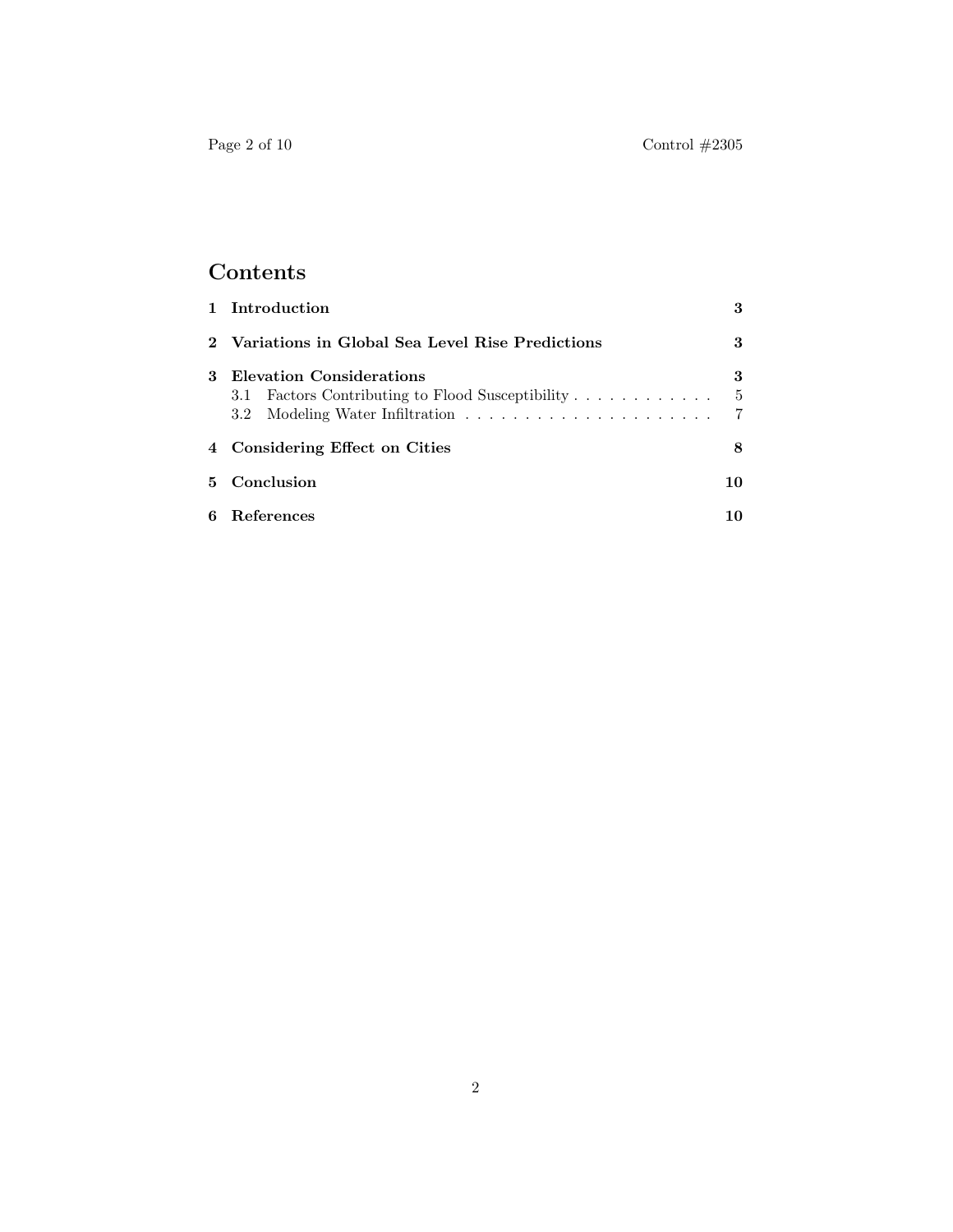# Contents

| | | |
|---|---|---|
| **1** | **Introduction** | **3** |
| **2** | **Variations in Global Sea Level Rise Predictions** | **3** |
| **3** | **Elevation Considerations** | **3** |
| 3.1 | Factors Contributing to Flood Susceptibility | 5 |
| 3.2 | Modeling Water Infiltration | 7 |
| **4** | **Considering Effect on Cities** | **8** |
| **5** | **Conclusion** | **10** |
| **6** | **References** | **10** |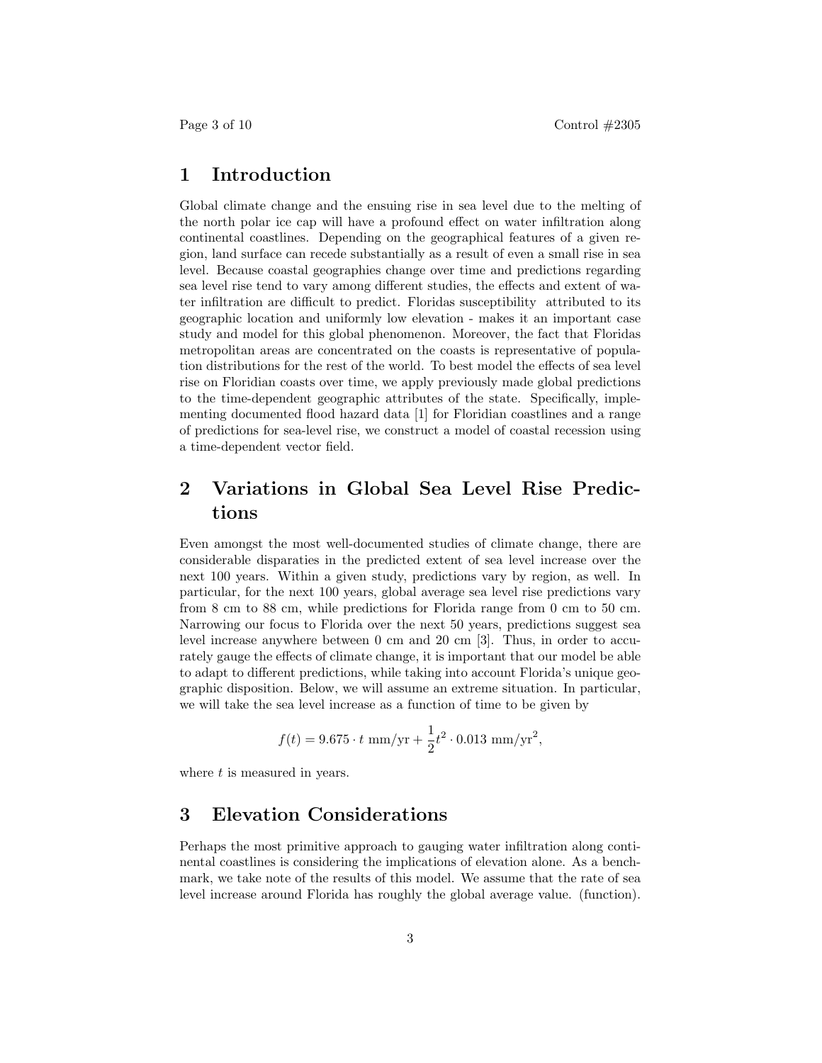## 1 Introduction

Global climate change and the ensuing rise in sea level due to the melting of the north polar ice cap will have a profound effect on water infiltration along continental coastlines. Depending on the geographical features of a given region, land surface can recede substantially as a result of even a small rise in sea level. Because coastal geographies change over time and predictions regarding sea level rise tend to vary among different studies, the effects and extent of water infiltration are difficult to predict. Floridas susceptibility  attributed to its geographic location and uniformly low elevation - makes it an important case study and model for this global phenomenon. Moreover, the fact that Floridas metropolitan areas are concentrated on the coasts is representative of population distributions for the rest of the world. To best model the effects of sea level rise on Floridian coasts over time, we apply previously made global predictions to the time-dependent geographic attributes of the state. Specifically, implementing documented flood hazard data [1] for Floridian coastlines and a range of predictions for sea-level rise, we construct a model of coastal recession using a time-dependent vector field.

## 2 Variations in Global Sea Level Rise Predictions

Even amongst the most well-documented studies of climate change, there are considerable disparities in the predicted extent of sea level increase over the next 100 years. Within a given study, predictions vary by region, as well. In particular, for the next 100 years, global average sea level rise predictions vary from 8 cm to 88 cm, while predictions for Florida range from 0 cm to 50 cm. Narrowing our focus to Florida over the next 50 years, predictions suggest sea level increase anywhere between 0 cm and 20 cm [3]. Thus, in order to accurately gauge the effects of climate change, it is important that our model be able to adapt to different predictions, while taking into account Florida's unique geographic disposition. Below, we will assume an extreme situation. In particular, we will take the sea level increase as a function of time to be given by

$$f(t) = 9.675 \cdot t \text{ mm/yr} + \frac{1}{2}t^2 \cdot 0.013 \text{ mm/yr}^2,$$

where $t$ is measured in years.

## 3 Elevation Considerations

Perhaps the most primitive approach to gauging water infiltration along continental coastlines is considering the implications of elevation alone. As a benchmark, we take note of the results of this model. We assume that the rate of sea level increase around Florida has roughly the global average value. (function).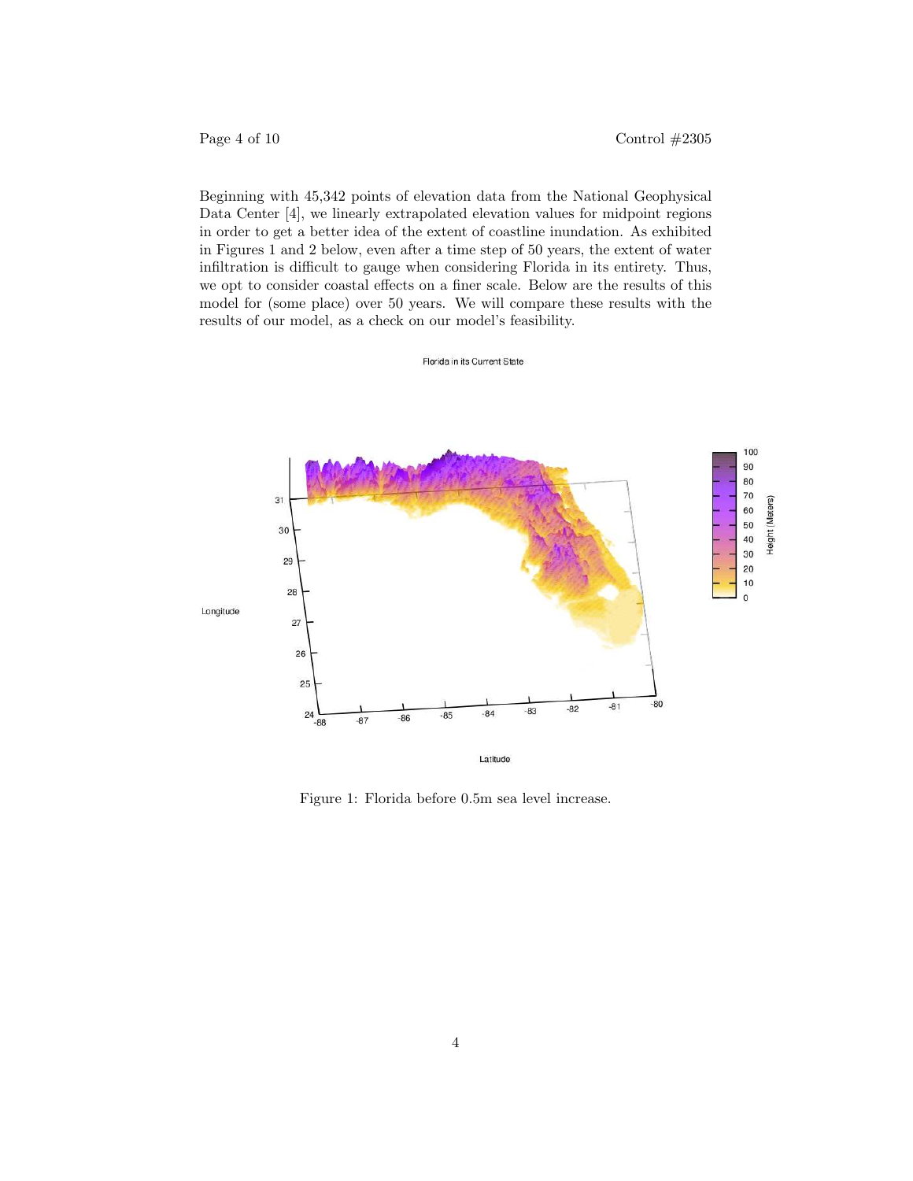Beginning with 45,342 points of elevation data from the National Geophysical Data Center [4], we linearly extrapolated elevation values for midpoint regions in order to get a better idea of the extent of coastline inundation. As exhibited in Figures 1 and 2 below, even after a time step of 50 years, the extent of water infiltration is difficult to gauge when considering Florida in its entirety. Thus, we opt to consider coastal effects on a finer scale. Below are the results of this model for (some place) over 50 years. We will compare these results with the results of our model, as a check on our model's feasibility.

Figure 1: Florida before 0.5m sea level increase.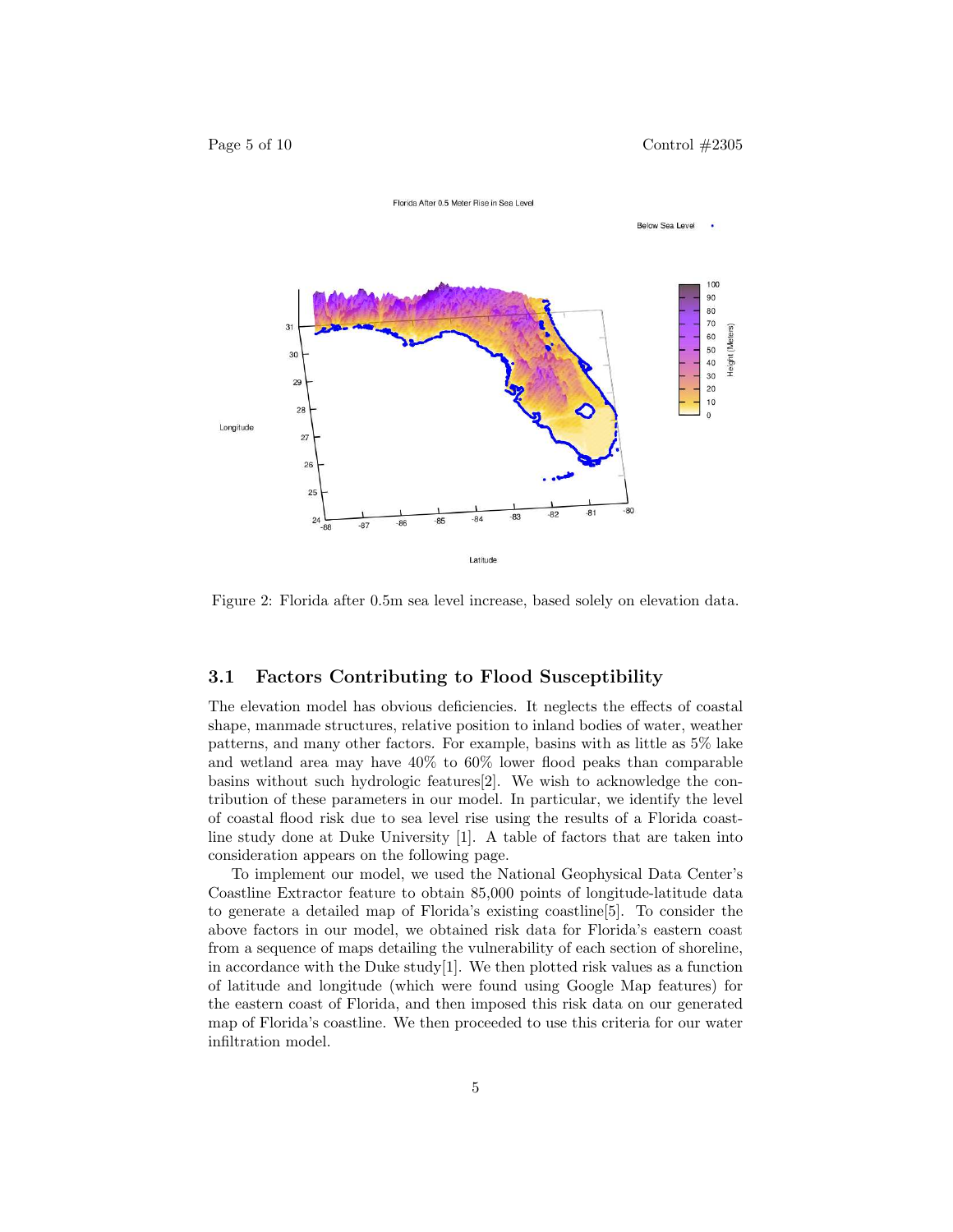Figure 2: Florida after 0.5m sea level increase, based solely on elevation data.

### 3.1 Factors Contributing to Flood Susceptibility

The elevation model has obvious deficiencies. It neglects the effects of coastal shape, manmade structures, relative position to inland bodies of water, weather patterns, and many other factors. For example, basins with as little as 5% lake and wetland area may have 40% to 60% lower flood peaks than comparable basins without such hydrologic features[2]. We wish to acknowledge the contribution of these parameters in our model. In particular, we identify the level of coastal flood risk due to sea level rise using the results of a Florida coastline study done at Duke University [1]. A table of factors that are taken into consideration appears on the following page.

To implement our model, we used the National Geophysical Data Center's Coastline Extractor feature to obtain 85,000 points of longitude-latitude data to generate a detailed map of Florida's existing coastline[5]. To consider the above factors in our model, we obtained risk data for Florida's eastern coast from a sequence of maps detailing the vulnerability of each section of shoreline, in accordance with the Duke study[1]. We then plotted risk values as a function of latitude and longitude (which were found using Google Map features) for the eastern coast of Florida, and then imposed this risk data on our generated map of Florida's coastline. We then proceeded to use this criteria for our water infiltration model.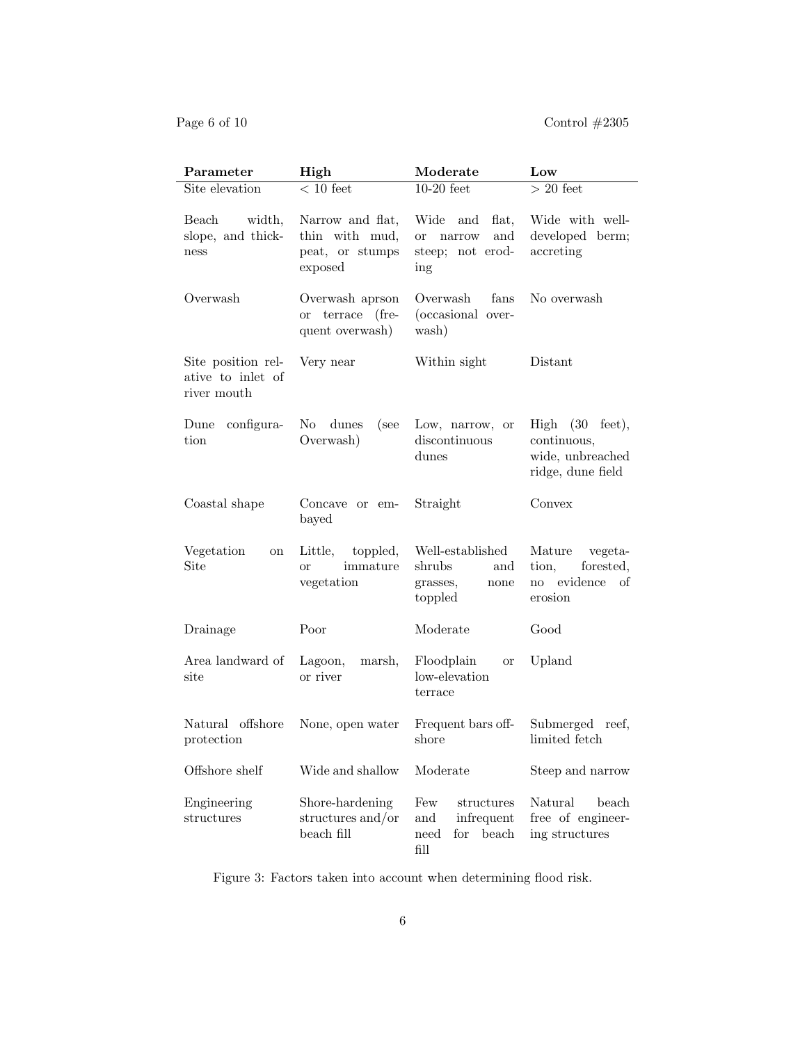| Parameter | High | Moderate | Low |
|---|---|---|---|
| Site elevation | < 10 feet | 10-20 feet | > 20 feet |
| Beach width, slope, and thickness | Narrow and flat, thin with mud, peat, or stumps exposed | Wide and flat, or narrow and steep; not eroding | Wide with well-developed berm; accreting |
| Overwash | Overwash aprson or terrace (frequent overwash) | Overwash fans (occasional overwash) | No overwash |
| Site position relative to inlet of river mouth | Very near | Within sight | Distant |
| Dune configuration | No dunes (see Overwash) | Low, narrow, or discontinuous dunes | High (30 feet), continuous, wide, unbreached ridge, dune field |
| Coastal shape | Concave or embayed | Straight | Convex |
| Vegetation on Site | Little, toppled, or immature vegetation | Well-established shrubs and grasses, none toppled | Mature vegetation, forested, no evidence of erosion |
| Drainage | Poor | Moderate | Good |
| Area landward of site | Lagoon, marsh, or river | Floodplain or low-elevation terrace | Upland |
| Natural offshore protection | None, open water | Frequent bars offshore | Submerged reef, limited fetch |
| Offshore shelf | Wide and shallow | Moderate | Steep and narrow |
| Engineering structures | Shore-hardening structures and/or beach fill | Few structures and infrequent need for beach fill | Natural beach free of engineering structures |

Figure 3: Factors taken into account when determining flood risk.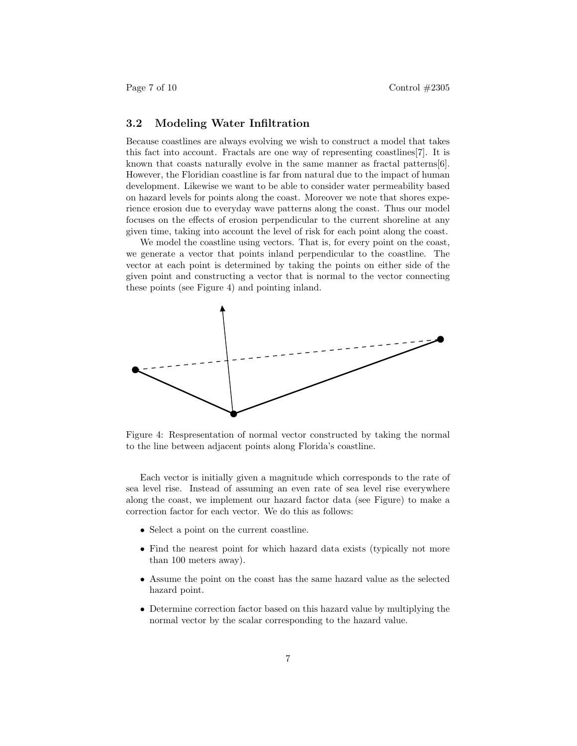### 3.2 Modeling Water Infiltration

Because coastlines are always evolving we wish to construct a model that takes this fact into account. Fractals are one way of representing coastlines[7]. It is known that coasts naturally evolve in the same manner as fractal patterns[6]. However, the Floridian coastline is far from natural due to the impact of human development. Likewise we want to be able to consider water permeability based on hazard levels for points along the coast. Moreover we note that shores experience erosion due to everyday wave patterns along the coast. Thus our model focuses on the effects of erosion perpendicular to the current shoreline at any given time, taking into account the level of risk for each point along the coast.

We model the coastline using vectors. That is, for every point on the coast, we generate a vector that points inland perpendicular to the coastline. The vector at each point is determined by taking the points on either side of the given point and constructing a vector that is normal to the vector connecting these points (see Figure 4) and pointing inland.

Figure 4: Respresentation of normal vector constructed by taking the normal to the line between adjacent points along Florida's coastline.

Each vector is initially given a magnitude which corresponds to the rate of sea level rise. Instead of assuming an even rate of sea level rise everywhere along the coast, we implement our hazard factor data (see Figure) to make a correction factor for each vector. We do this as follows:

- Select a point on the current coastline.
- Find the nearest point for which hazard data exists (typically not more than 100 meters away).
- Assume the point on the coast has the same hazard value as the selected hazard point.
- Determine correction factor based on this hazard value by multiplying the normal vector by the scalar corresponding to the hazard value.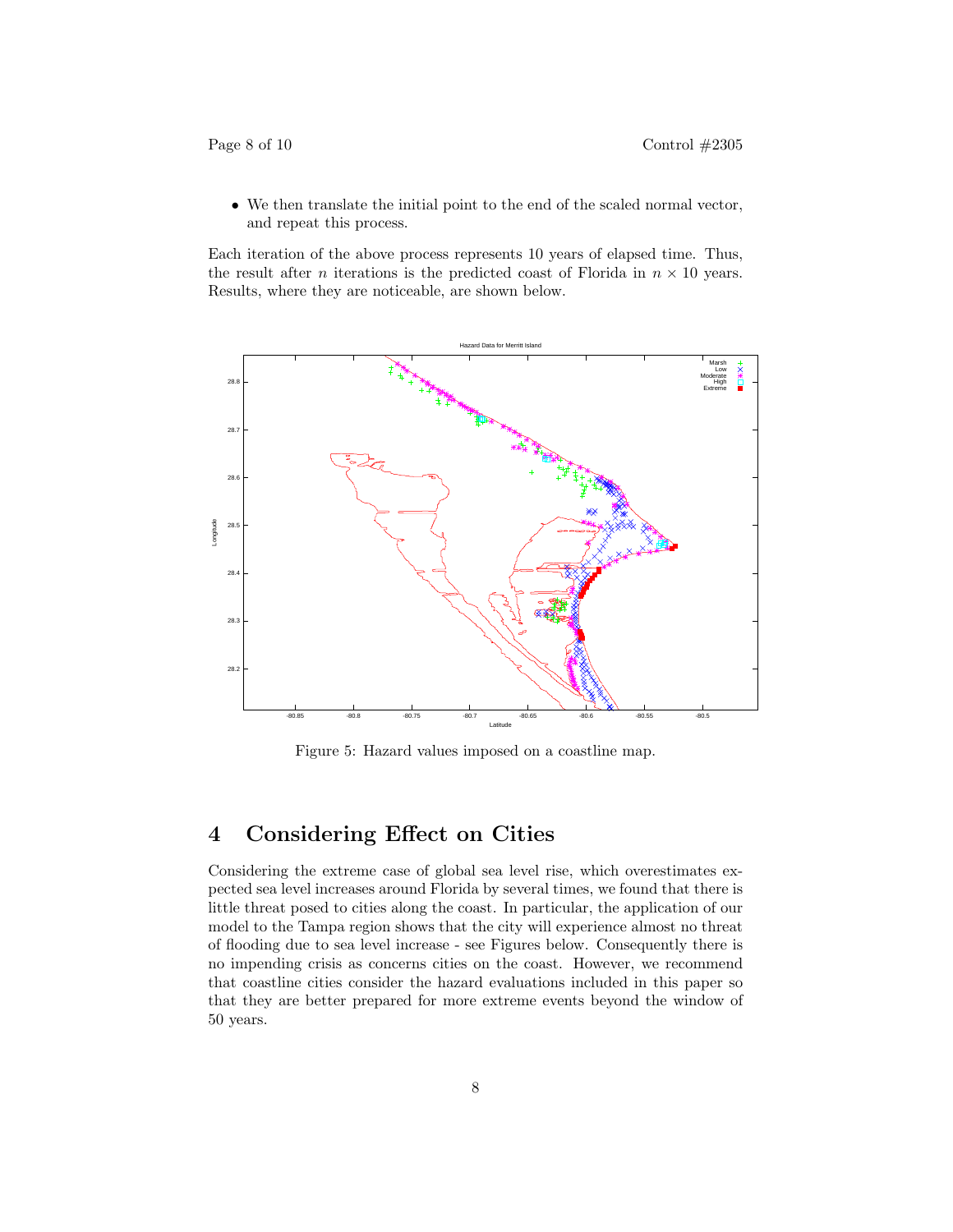- We then translate the initial point to the end of the scaled normal vector, and repeat this process.

Each iteration of the above process represents 10 years of elapsed time. Thus, the result after $n$ iterations is the predicted coast of Florida in $n \times 10$ years. Results, where they are noticeable, are shown below.

Figure 5: Hazard values imposed on a coastline map.

## 4 Considering Effect on Cities

Considering the extreme case of global sea level rise, which overestimates expected sea level increases around Florida by several times, we found that there is little threat posed to cities along the coast. In particular, the application of our model to the Tampa region shows that the city will experience almost no threat of flooding due to sea level increase - see Figures below. Consequently there is no impending crisis as concerns cities on the coast. However, we recommend that coastline cities consider the hazard evaluations included in this paper so that they are better prepared for more extreme events beyond the window of 50 years.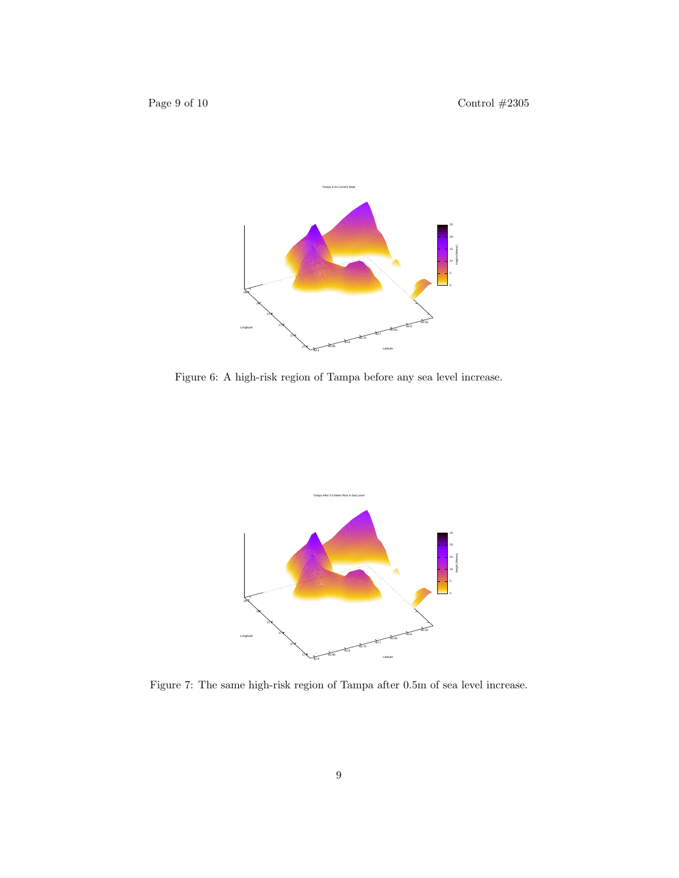Figure 6: A high-risk region of Tampa before any sea level increase.

Figure 7: The same high-risk region of Tampa after 0.5m of sea level increase.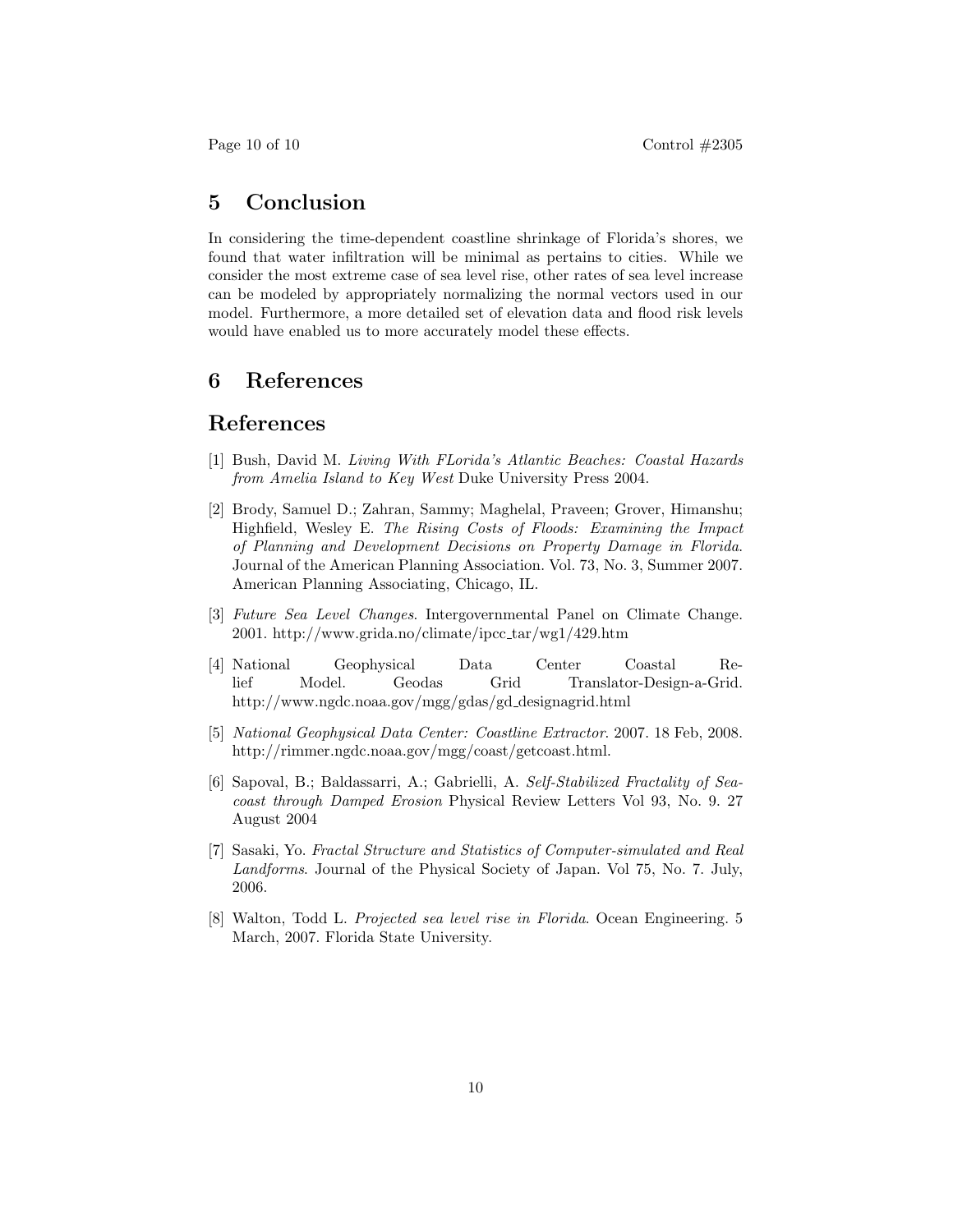## 5 Conclusion

In considering the time-dependent coastline shrinkage of Florida's shores, we found that water infiltration will be minimal as pertains to cities. While we consider the most extreme case of sea level rise, other rates of sea level increase can be modeled by appropriately normalizing the normal vectors used in our model. Furthermore, a more detailed set of elevation data and flood risk levels would have enabled us to more accurately model these effects.

## 6 References

## References

[1] Bush, David M. *Living With FLorida's Atlantic Beaches: Coastal Hazards from Amelia Island to Key West* Duke University Press 2004.

[2] Brody, Samuel D.; Zahran, Sammy; Maghelal, Praveen; Grover, Himanshu; Highfield, Wesley E. *The Rising Costs of Floods: Examining the Impact of Planning and Development Decisions on Property Damage in Florida.* Journal of the American Planning Association. Vol. 73, No. 3, Summer 2007. American Planning Associating, Chicago, IL.

[3] *Future Sea Level Changes*. Intergovernmental Panel on Climate Change. 2001. http://www.grida.no/climate/ipcc_tar/wg1/429.htm

[4] National Geophysical Data Center Coastal Relief Model. Geodas Grid Translator-Design-a-Grid. http://www.ngdc.noaa.gov/mgg/gdas/gd_designagrid.html

[5] *National Geophysical Data Center: Coastline Extractor*. 2007. 18 Feb, 2008. http://rimmer.ngdc.noaa.gov/mgg/coast/getcoast.html.

[6] Sapoval, B.; Baldassarri, A.; Gabrielli, A. *Self-Stabilized Fractality of Seacoast through Damped Erosion* Physical Review Letters Vol 93, No. 9. 27 August 2004

[7] Sasaki, Yo. *Fractal Structure and Statistics of Computer-simulated and Real Landforms*. Journal of the Physical Society of Japan. Vol 75, No. 7. July, 2006.

[8] Walton, Todd L. *Projected sea level rise in Florida*. Ocean Engineering. 5 March, 2007. Florida State University.